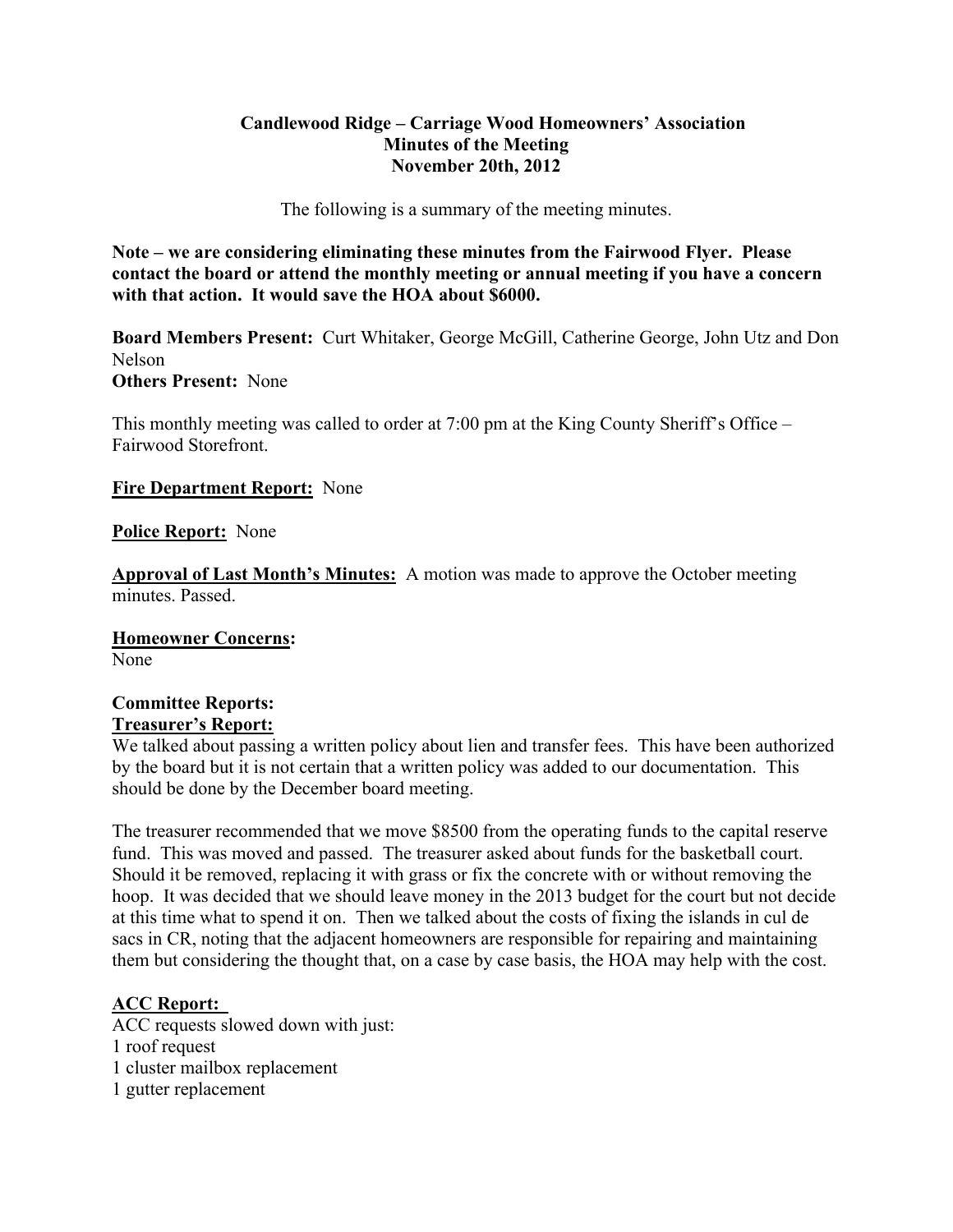**Candlewood Ridge – Carriage Wood Homeowners' Association**
**Minutes of the Meeting**
**November 20th, 2012**

The following is a summary of the meeting minutes.

**Note – we are considering eliminating these minutes from the Fairwood Flyer. Please contact the board or attend the monthly meeting or annual meeting if you have a concern with that action. It would save the HOA about $6000.**

**Board Members Present:** Curt Whitaker, George McGill, Catherine George, John Utz and Don Nelson
**Others Present:** None

This monthly meeting was called to order at 7:00 pm at the King County Sheriff's Office – Fairwood Storefront.

**Fire Department Report:** None

**Police Report:** None

**Approval of Last Month's Minutes:** A motion was made to approve the October meeting minutes. Passed.

**Homeowner Concerns:**
None

**Committee Reports:**
**Treasurer's Report:**
We talked about passing a written policy about lien and transfer fees. This have been authorized by the board but it is not certain that a written policy was added to our documentation. This should be done by the December board meeting.

The treasurer recommended that we move $8500 from the operating funds to the capital reserve fund. This was moved and passed. The treasurer asked about funds for the basketball court. Should it be removed, replacing it with grass or fix the concrete with or without removing the hoop. It was decided that we should leave money in the 2013 budget for the court but not decide at this time what to spend it on. Then we talked about the costs of fixing the islands in cul de sacs in CR, noting that the adjacent homeowners are responsible for repairing and maintaining them but considering the thought that, on a case by case basis, the HOA may help with the cost.

**ACC Report:**
ACC requests slowed down with just:
1 roof request
1 cluster mailbox replacement
1 gutter replacement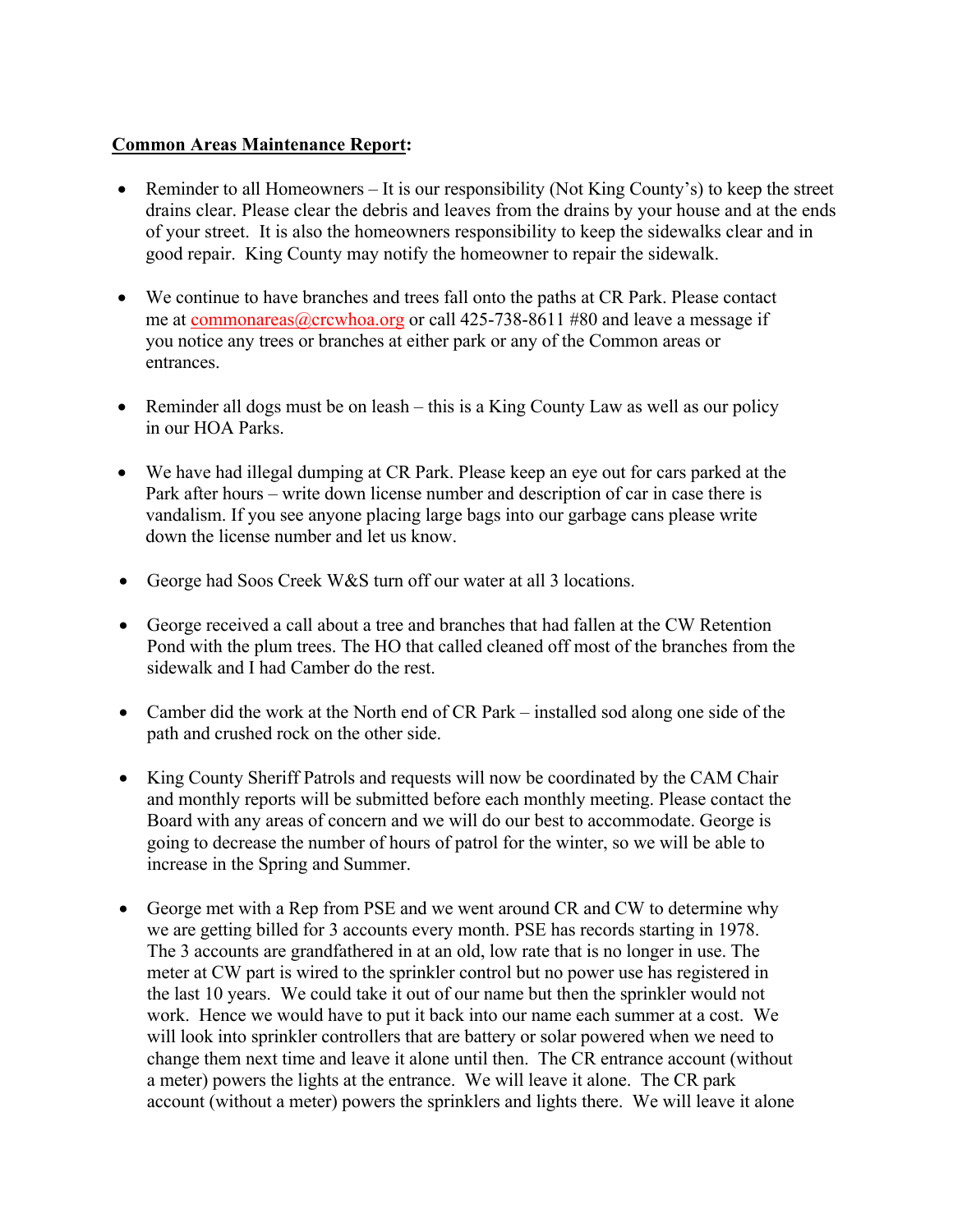**Common Areas Maintenance Report:**

- Reminder to all Homeowners – It is our responsibility (Not King County's) to keep the street drains clear. Please clear the debris and leaves from the drains by your house and at the ends of your street. It is also the homeowners responsibility to keep the sidewalks clear and in good repair. King County may notify the homeowner to repair the sidewalk.

- We continue to have branches and trees fall onto the paths at CR Park. Please contact me at commonareas@crcwhoa.org or call 425-738-8611 #80 and leave a message if you notice any trees or branches at either park or any of the Common areas or entrances.

- Reminder all dogs must be on leash – this is a King County Law as well as our policy in our HOA Parks.

- We have had illegal dumping at CR Park. Please keep an eye out for cars parked at the Park after hours – write down license number and description of car in case there is vandalism. If you see anyone placing large bags into our garbage cans please write down the license number and let us know.

- George had Soos Creek W&S turn off our water at all 3 locations.

- George received a call about a tree and branches that had fallen at the CW Retention Pond with the plum trees. The HO that called cleaned off most of the branches from the sidewalk and I had Camber do the rest.

- Camber did the work at the North end of CR Park – installed sod along one side of the path and crushed rock on the other side.

- King County Sheriff Patrols and requests will now be coordinated by the CAM Chair and monthly reports will be submitted before each monthly meeting. Please contact the Board with any areas of concern and we will do our best to accommodate. George is going to decrease the number of hours of patrol for the winter, so we will be able to increase in the Spring and Summer.

- George met with a Rep from PSE and we went around CR and CW to determine why we are getting billed for 3 accounts every month. PSE has records starting in 1978. The 3 accounts are grandfathered in at an old, low rate that is no longer in use. The meter at CW part is wired to the sprinkler control but no power use has registered in the last 10 years. We could take it out of our name but then the sprinkler would not work. Hence we would have to put it back into our name each summer at a cost. We will look into sprinkler controllers that are battery or solar powered when we need to change them next time and leave it alone until then. The CR entrance account (without a meter) powers the lights at the entrance. We will leave it alone. The CR park account (without a meter) powers the sprinklers and lights there. We will leave it alone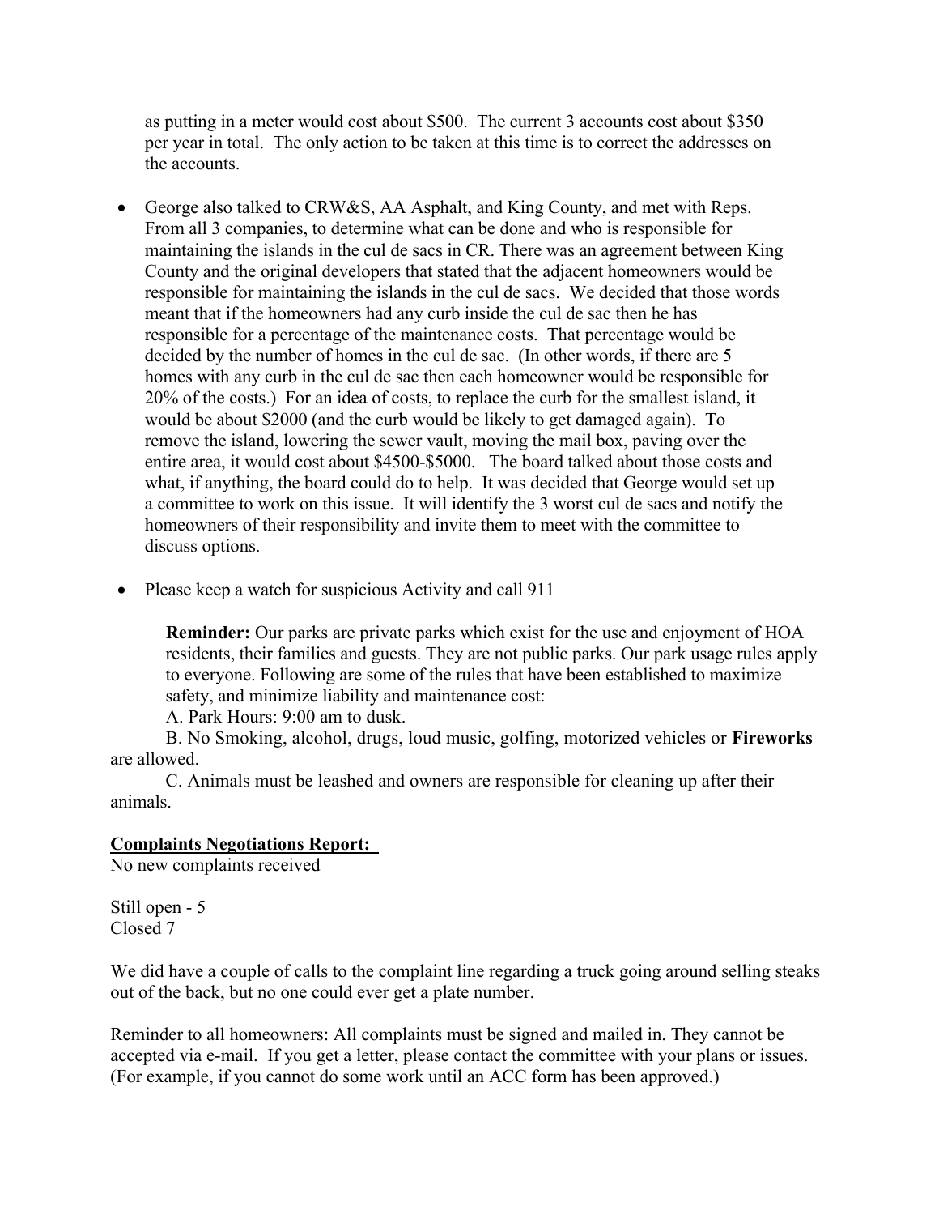as putting in a meter would cost about $500. The current 3 accounts cost about $350 per year in total. The only action to be taken at this time is to correct the addresses on the accounts.

- George also talked to CRW&S, AA Asphalt, and King County, and met with Reps. From all 3 companies, to determine what can be done and who is responsible for maintaining the islands in the cul de sacs in CR. There was an agreement between King County and the original developers that stated that the adjacent homeowners would be responsible for maintaining the islands in the cul de sacs. We decided that those words meant that if the homeowners had any curb inside the cul de sac then he has responsible for a percentage of the maintenance costs. That percentage would be decided by the number of homes in the cul de sac. (In other words, if there are 5 homes with any curb in the cul de sac then each homeowner would be responsible for 20% of the costs.) For an idea of costs, to replace the curb for the smallest island, it would be about $2000 (and the curb would be likely to get damaged again). To remove the island, lowering the sewer vault, moving the mail box, paving over the entire area, it would cost about $4500-$5000. The board talked about those costs and what, if anything, the board could do to help. It was decided that George would set up a committee to work on this issue. It will identify the 3 worst cul de sacs and notify the homeowners of their responsibility and invite them to meet with the committee to discuss options.

- Please keep a watch for suspicious Activity and call 911

**Reminder:** Our parks are private parks which exist for the use and enjoyment of HOA residents, their families and guests. They are not public parks. Our park usage rules apply to everyone. Following are some of the rules that have been established to maximize safety, and minimize liability and maintenance cost:

A. Park Hours: 9:00 am to dusk.

B. No Smoking, alcohol, drugs, loud music, golfing, motorized vehicles or **Fireworks** are allowed.

C. Animals must be leashed and owners are responsible for cleaning up after their animals.

**Complaints Negotiations Report:**

No new complaints received

Still open - 5
Closed 7

We did have a couple of calls to the complaint line regarding a truck going around selling steaks out of the back, but no one could ever get a plate number.

Reminder to all homeowners: All complaints must be signed and mailed in. They cannot be accepted via e-mail. If you get a letter, please contact the committee with your plans or issues. (For example, if you cannot do some work until an ACC form has been approved.)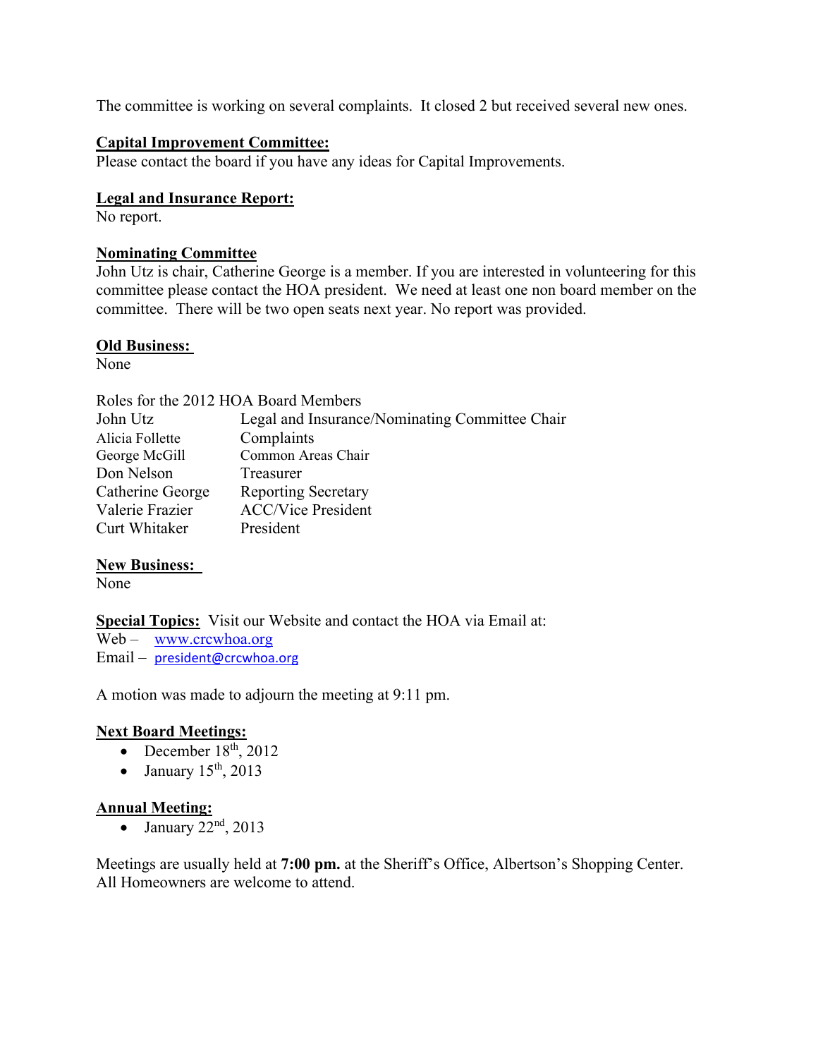The committee is working on several complaints. It closed 2 but received several new ones.

**Capital Improvement Committee:**
Please contact the board if you have any ideas for Capital Improvements.

**Legal and Insurance Report:**
No report.

**Nominating Committee**
John Utz is chair, Catherine George is a member. If you are interested in volunteering for this committee please contact the HOA president. We need at least one non board member on the committee. There will be two open seats next year. No report was provided.

**Old Business:**
None

Roles for the 2012 HOA Board Members

| | |
|---|---|
| John Utz | Legal and Insurance/Nominating Committee Chair |
| Alicia Follette | Complaints |
| George McGill | Common Areas Chair |
| Don Nelson | Treasurer |
| Catherine George | Reporting Secretary |
| Valerie Frazier | ACC/Vice President |
| Curt Whitaker | President |

**New Business:**
None

**Special Topics:** Visit our Website and contact the HOA via Email at:
Web – www.crcwhoa.org
Email – president@crcwhoa.org

A motion was made to adjourn the meeting at 9:11 pm.

**Next Board Meetings:**

- December 18th, 2012
- January 15th, 2013

**Annual Meeting:**

- January 22nd, 2013

Meetings are usually held at **7:00 pm.** at the Sheriff's Office, Albertson's Shopping Center. All Homeowners are welcome to attend.